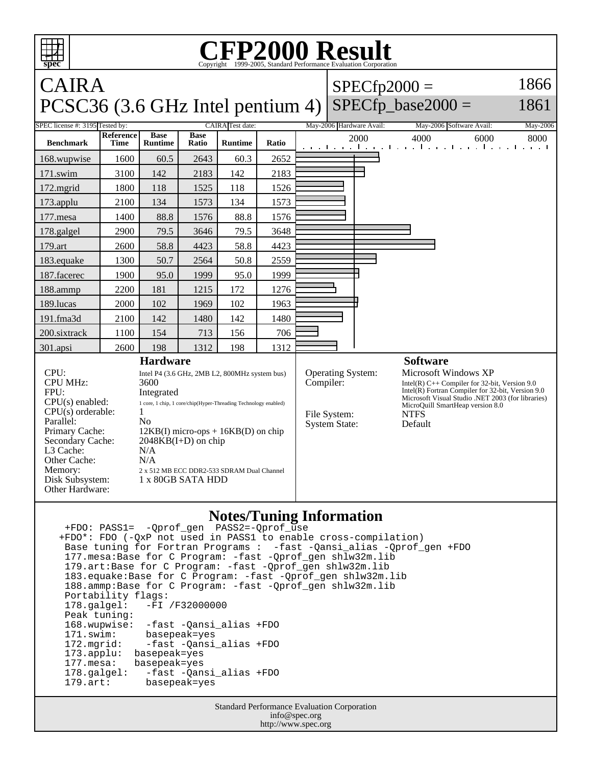# CFP2000 Result

Copyright 1999-2005, Standard Performance Evaluation Corporation

## CAIRA
## PCSC36 (3.6 GHz Intel pentium 4)

SPECfp2000 = 1866
SPECfp_base2000 = 1861

| SPEC license #: 3195 | Tested by: CAIRA | Test date: May-2006 | Hardware Avail: May-2006 | Software Avail: May-2006 |
|---|---|---|---|---|

| Benchmark | Reference Time | Base Runtime | Base Ratio | Runtime | Ratio |
|---|---|---|---|---|---|
| 168.wupwise | 1600 | 60.5 | 2643 | 60.3 | 2652 |
| 171.swim | 3100 | 142 | 2183 | 142 | 2183 |
| 172.mgrid | 1800 | 118 | 1525 | 118 | 1526 |
| 173.applu | 2100 | 134 | 1573 | 134 | 1573 |
| 177.mesa | 1400 | 88.8 | 1576 | 88.8 | 1576 |
| 178.galgel | 2900 | 79.5 | 3646 | 79.5 | 3648 |
| 179.art | 2600 | 58.8 | 4423 | 58.8 | 4423 |
| 183.equake | 1300 | 50.7 | 2564 | 50.8 | 2559 |
| 187.facerec | 1900 | 95.0 | 1999 | 95.0 | 1999 |
| 188.ammp | 2200 | 181 | 1215 | 172 | 1276 |
| 189.lucas | 2000 | 102 | 1969 | 102 | 1963 |
| 191.fma3d | 2100 | 142 | 1480 | 142 | 1480 |
| 200.sixtrack | 1100 | 154 | 713 | 156 | 706 |
| 301.apsi | 2600 | 198 | 1312 | 198 | 1312 |

### Hardware

| | |
|---|---|
| CPU: | Intel P4 (3.6 GHz, 2MB L2, 800MHz system bus) |
| CPU MHz: | 3600 |
| FPU: | Integrated |
| CPU(s) enabled: | 1 core, 1 chip, 1 core/chip(Hyper-Threading Technology enabled) |
| CPU(s) orderable: | 1 |
| Parallel: | No |
| Primary Cache: | 12KB(I) micro-ops + 16KB(D) on chip |
| Secondary Cache: | 2048KB(I+D) on chip |
| L3 Cache: | N/A |
| Other Cache: | N/A |
| Memory: | 2 x 512 MB ECC DDR2-533 SDRAM Dual Channel |
| Disk Subsystem: | 1 x 80GB SATA HDD |
| Other Hardware: | |

### Software

| | |
|---|---|
| Operating System: | Microsoft Windows XP |
| Compiler: | Intel(R) C++ Compiler for 32-bit, Version 9.0<br>Intel(R) Fortran Compiler for 32-bit, Version 9.0<br>Microsoft Visual Studio .NET 2003 (for libraries)<br>MicroQuill SmartHeap version 8.0 |
| File System: | NTFS |
| System State: | Default |

### Notes/Tuning Information

```
 +FDO: PASS1=  -Qprof_gen  PASS2=-Qprof_use
+FDO*: FDO (-QxP not used in PASS1 to enable cross-compilation)
 Base tuning for Fortran Programs :  -fast -Qansi_alias -Qprof_gen +FDO
 177.mesa:Base for C Program: -fast -Qprof_gen shlw32m.lib
 179.art:Base for C Program: -fast -Qprof_gen shlw32m.lib
 183.equake:Base for C Program: -fast -Qprof_gen shlw32m.lib
 188.ammp:Base for C Program: -fast -Qprof_gen shlw32m.lib
 Portability flags:
 178.galgel:   -FI /F32000000
 Peak tuning:
 168.wupwise:  -fast -Qansi_alias +FDO
 171.swim:     basepeak=yes
 172.mgrid:    -fast -Qansi_alias +FDO
 173.applu:  basepeak=yes
 177.mesa:   basepeak=yes
 178.galgel:   -fast -Qansi_alias +FDO
 179.art:      basepeak=yes
```

Standard Performance Evaluation Corporation
info@spec.org
http://www.spec.org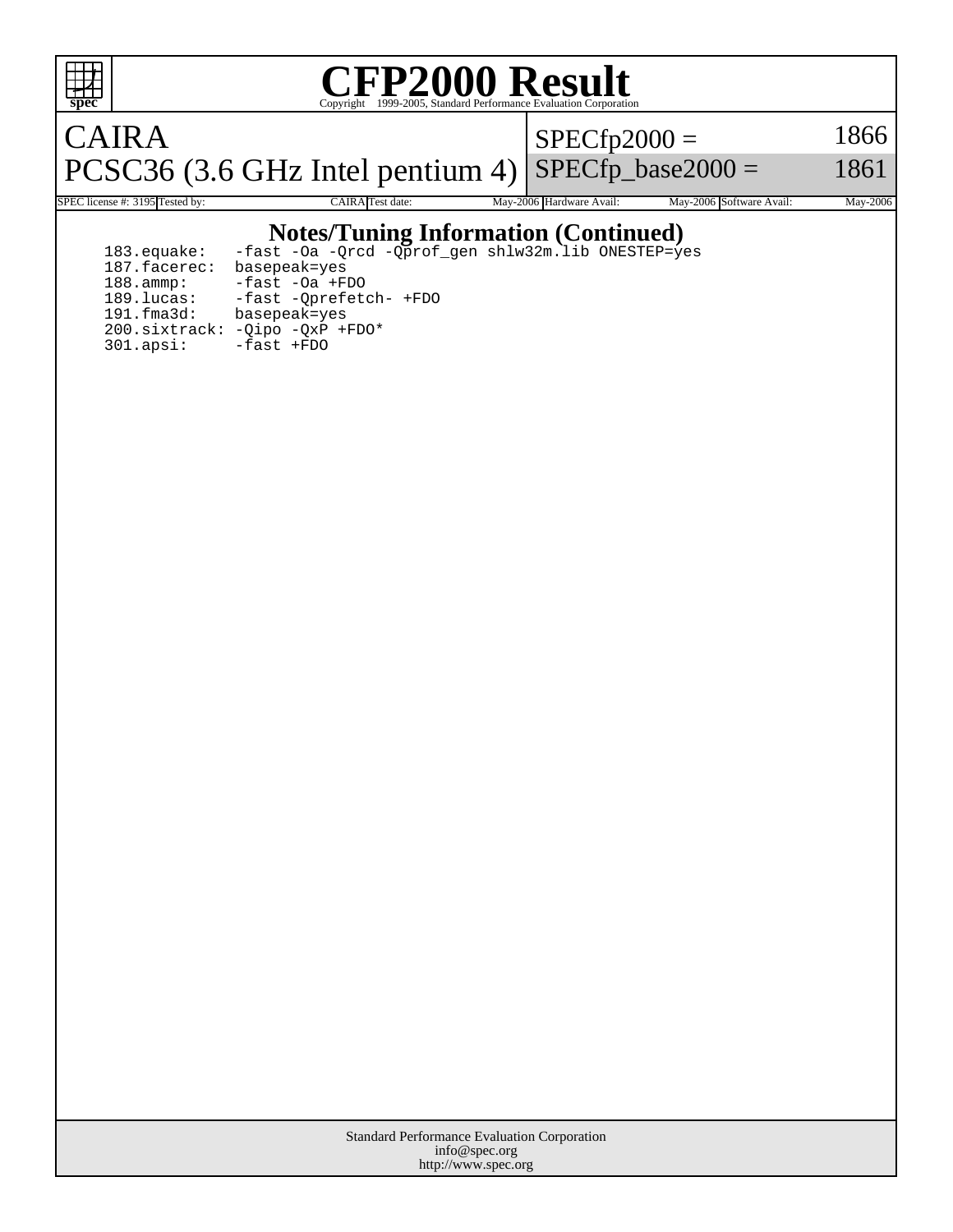# CFP2000 Result

Copyright 1999-2005, Standard Performance Evaluation Corporation

**CAIRA**

**PCSC36 (3.6 GHz Intel pentium 4)**

SPECfp2000 = 1866

SPECfp_base2000 = 1861

| SPEC license #: | 3195 | Tested by: | CAIRA | Test date: | May-2006 | Hardware Avail: | May-2006 | Software Avail: | May-2006 |
| --- | --- | --- | --- | --- | --- | --- | --- | --- | --- |

## Notes/Tuning Information (Continued)

```
183.equake:   -fast -Oa -Qrcd -Qprof_gen shlw32m.lib ONESTEP=yes
187.facerec:  basepeak=yes
188.ammp:     -fast -Oa +FDO
189.lucas:    -fast -Qprefetch- +FDO
191.fma3d:    basepeak=yes
200.sixtrack: -Qipo -QxP +FDO*
301.apsi:     -fast +FDO
```

Standard Performance Evaluation Corporation
info@spec.org
http://www.spec.org